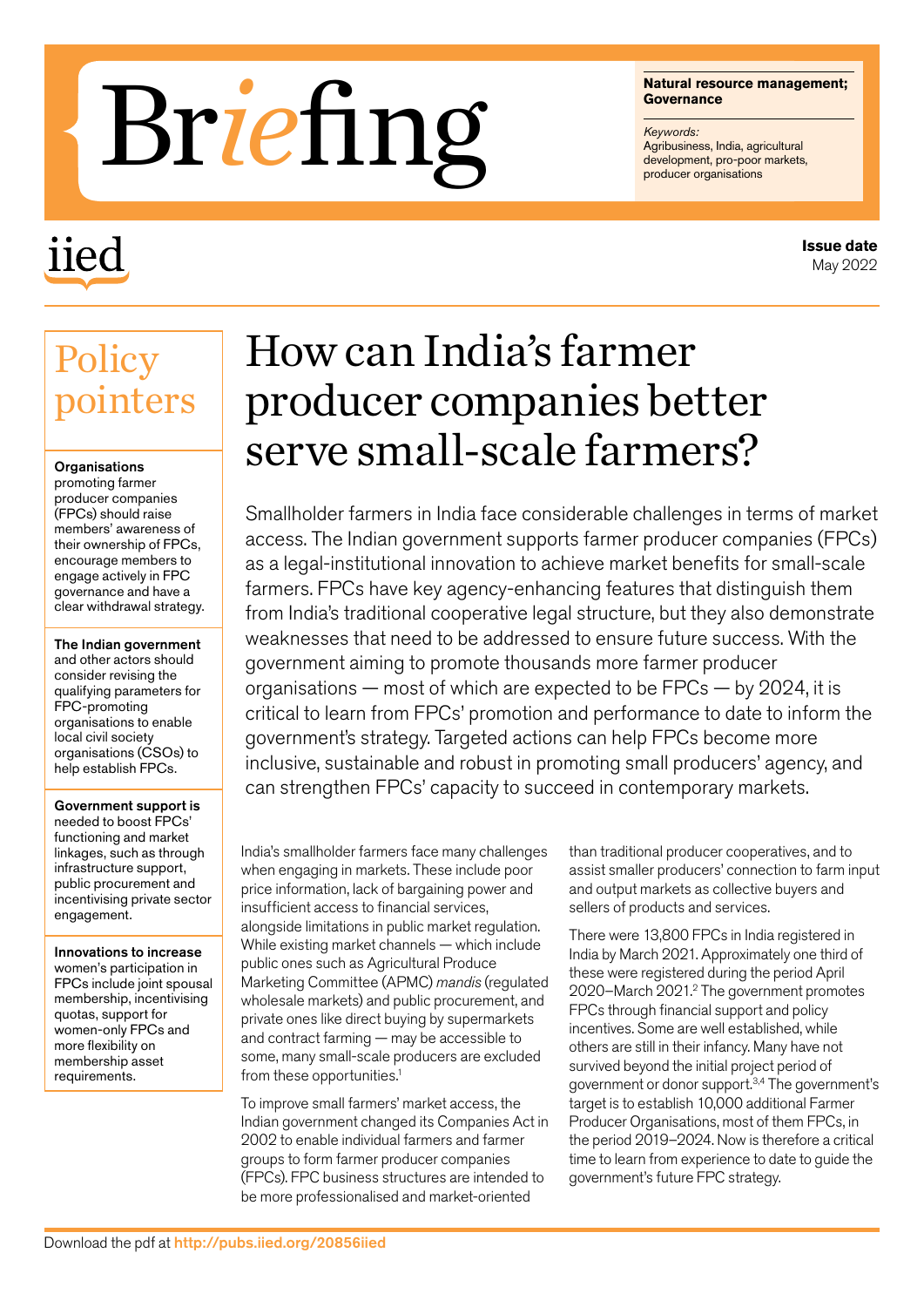# Briefing

**Natural resource management; Governance**

*Keywords:*
Agribusiness, India, agricultural development, pro-poor markets, producer organisations

iied

**Issue date**
May 2022

## Policy pointers

**Organisations** promoting farmer producer companies (FPCs) should raise members' awareness of their ownership of FPCs, encourage members to engage actively in FPC governance and have a clear withdrawal strategy.

**The Indian government** and other actors should consider revising the qualifying parameters for FPC-promoting organisations to enable local civil society organisations (CSOs) to help establish FPCs.

**Government support is** needed to boost FPCs' functioning and market linkages, such as through infrastructure support, public procurement and incentivising private sector engagement.

**Innovations to increase** women's participation in FPCs include joint spousal membership, incentivising quotas, support for women-only FPCs and more flexibility on membership asset requirements.

# How can India's farmer producer companies better serve small-scale farmers?

Smallholder farmers in India face considerable challenges in terms of market access. The Indian government supports farmer producer companies (FPCs) as a legal-institutional innovation to achieve market benefits for small-scale farmers. FPCs have key agency-enhancing features that distinguish them from India's traditional cooperative legal structure, but they also demonstrate weaknesses that need to be addressed to ensure future success. With the government aiming to promote thousands more farmer producer organisations — most of which are expected to be FPCs — by 2024, it is critical to learn from FPCs' promotion and performance to date to inform the government's strategy. Targeted actions can help FPCs become more inclusive, sustainable and robust in promoting small producers' agency, and can strengthen FPCs' capacity to succeed in contemporary markets.

India's smallholder farmers face many challenges when engaging in markets. These include poor price information, lack of bargaining power and insufficient access to financial services, alongside limitations in public market regulation. While existing market channels — which include public ones such as Agricultural Produce Marketing Committee (APMC) *mandis* (regulated wholesale markets) and public procurement, and private ones like direct buying by supermarkets and contract farming — may be accessible to some, many small-scale producers are excluded from these opportunities.[1]

To improve small farmers' market access, the Indian government changed its Companies Act in 2002 to enable individual farmers and farmer groups to form farmer producer companies (FPCs). FPC business structures are intended to be more professionalised and market-oriented than traditional producer cooperatives, and to assist smaller producers' connection to farm input and output markets as collective buyers and sellers of products and services.

There were 13,800 FPCs in India registered in India by March 2021. Approximately one third of these were registered during the period April 2020–March 2021.[2] The government promotes FPCs through financial support and policy incentives. Some are well established, while others are still in their infancy. Many have not survived beyond the initial project period of government or donor support.[3,4] The government's target is to establish 10,000 additional Farmer Producer Organisations, most of them FPCs, in the period 2019–2024. Now is therefore a critical time to learn from experience to date to guide the government's future FPC strategy.

Download the pdf at http://pubs.iied.org/20856iied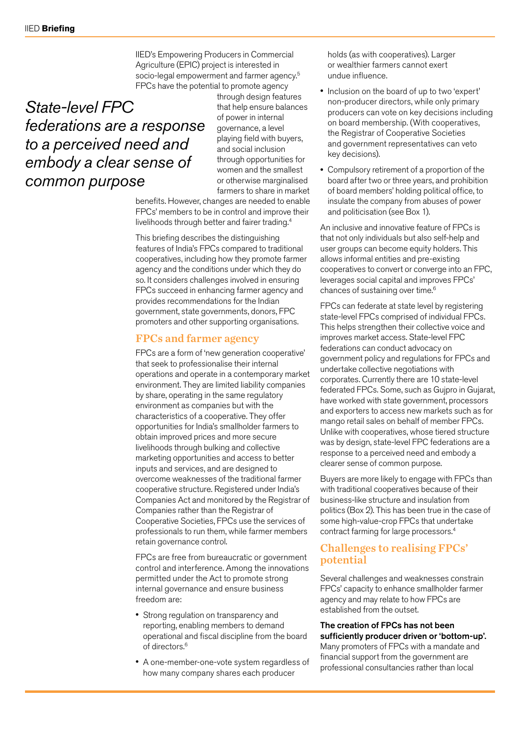IIED's Empowering Producers in Commercial Agriculture (EPIC) project is interested in socio-legal empowerment and farmer agency.[5] FPCs have the potential to promote agency through design features that help ensure balances of power in internal governance, a level playing field with buyers, and social inclusion through opportunities for women and the smallest or otherwise marginalised farmers to share in market benefits. However, changes are needed to enable FPCs' members to be in control and improve their livelihoods through better and fairer trading.[4]

*State-level FPC federations are a response to a perceived need and embody a clear sense of common purpose*

This briefing describes the distinguishing features of India's FPCs compared to traditional cooperatives, including how they promote farmer agency and the conditions under which they do so. It considers challenges involved in ensuring FPCs succeed in enhancing farmer agency and provides recommendations for the Indian government, state governments, donors, FPC promoters and other supporting organisations.

## FPCs and farmer agency

FPCs are a form of 'new generation cooperative' that seek to professionalise their internal operations and operate in a contemporary market environment. They are limited liability companies by share, operating in the same regulatory environment as companies but with the characteristics of a cooperative. They offer opportunities for India's smallholder farmers to obtain improved prices and more secure livelihoods through bulking and collective marketing opportunities and access to better inputs and services, and are designed to overcome weaknesses of the traditional farmer cooperative structure. Registered under India's Companies Act and monitored by the Registrar of Companies rather than the Registrar of Cooperative Societies, FPCs use the services of professionals to run them, while farmer members retain governance control.

FPCs are free from bureaucratic or government control and interference. Among the innovations permitted under the Act to promote strong internal governance and ensure business freedom are:

- Strong regulation on transparency and reporting, enabling members to demand operational and fiscal discipline from the board of directors.[6]
- A one-member-one-vote system regardless of how many company shares each producer holds (as with cooperatives). Larger or wealthier farmers cannot exert undue influence.
- Inclusion on the board of up to two 'expert' non-producer directors, while only primary producers can vote on key decisions including on board membership. (With cooperatives, the Registrar of Cooperative Societies and government representatives can veto key decisions).
- Compulsory retirement of a proportion of the board after two or three years, and prohibition of board members' holding political office, to insulate the company from abuses of power and politicisation (see Box 1).

An inclusive and innovative feature of FPCs is that not only individuals but also self-help and user groups can become equity holders. This allows informal entities and pre-existing cooperatives to convert or converge into an FPC, leverages social capital and improves FPCs' chances of sustaining over time.[6]

FPCs can federate at state level by registering state-level FPCs comprised of individual FPCs. This helps strengthen their collective voice and improves market access. State-level FPC federations can conduct advocacy on government policy and regulations for FPCs and undertake collective negotiations with corporates. Currently there are 10 state-level federated FPCs. Some, such as Gujpro in Gujarat, have worked with state government, processors and exporters to access new markets such as for mango retail sales on behalf of member FPCs. Unlike with cooperatives, whose tiered structure was by design, state-level FPC federations are a response to a perceived need and embody a clearer sense of common purpose.

Buyers are more likely to engage with FPCs than with traditional cooperatives because of their business-like structure and insulation from politics (Box 2). This has been true in the case of some high-value-crop FPCs that undertake contract farming for large processors.[4]

## Challenges to realising FPCs' potential

Several challenges and weaknesses constrain FPCs' capacity to enhance smallholder farmer agency and may relate to how FPCs are established from the outset.

**The creation of FPCs has not been sufficiently producer driven or 'bottom-up'.** Many promoters of FPCs with a mandate and financial support from the government are professional consultancies rather than local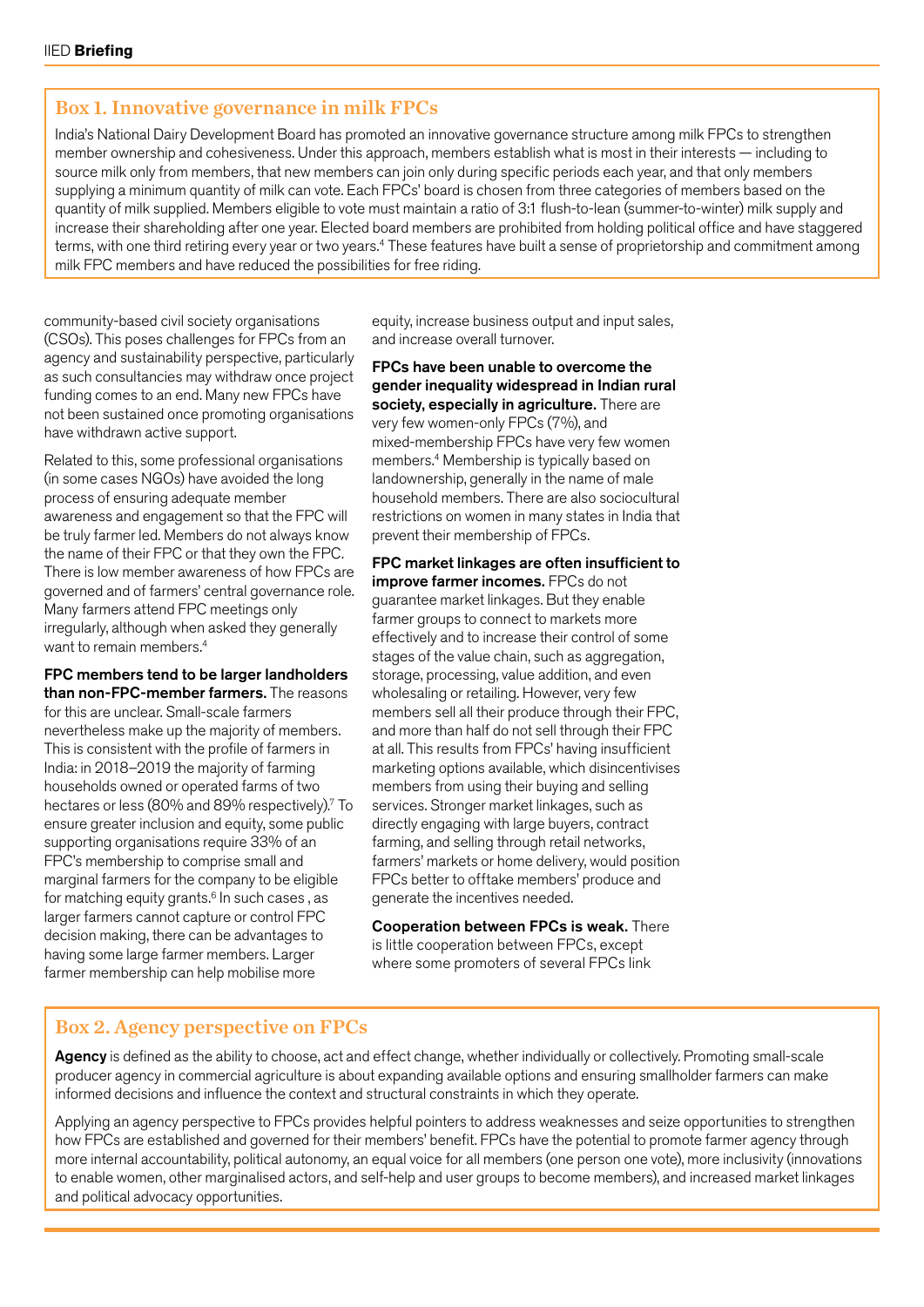## Box 1. Innovative governance in milk FPCs

India's National Dairy Development Board has promoted an innovative governance structure among milk FPCs to strengthen member ownership and cohesiveness. Under this approach, members establish what is most in their interests — including to source milk only from members, that new members can join only during specific periods each year, and that only members supplying a minimum quantity of milk can vote. Each FPCs' board is chosen from three categories of members based on the quantity of milk supplied. Members eligible to vote must maintain a ratio of 3:1 flush-to-lean (summer-to-winter) milk supply and increase their shareholding after one year. Elected board members are prohibited from holding political office and have staggered terms, with one third retiring every year or two years.[4] These features have built a sense of proprietorship and commitment among milk FPC members and have reduced the possibilities for free riding.

community-based civil society organisations (CSOs). This poses challenges for FPCs from an agency and sustainability perspective, particularly as such consultancies may withdraw once project funding comes to an end. Many new FPCs have not been sustained once promoting organisations have withdrawn active support.

Related to this, some professional organisations (in some cases NGOs) have avoided the long process of ensuring adequate member awareness and engagement so that the FPC will be truly farmer led. Members do not always know the name of their FPC or that they own the FPC. There is low member awareness of how FPCs are governed and of farmers' central governance role. Many farmers attend FPC meetings only irregularly, although when asked they generally want to remain members.[4]

**FPC members tend to be larger landholders than non-FPC-member farmers.** The reasons for this are unclear. Small-scale farmers nevertheless make up the majority of members. This is consistent with the profile of farmers in India: in 2018–2019 the majority of farming households owned or operated farms of two hectares or less (80% and 89% respectively).[7] To ensure greater inclusion and equity, some public supporting organisations require 33% of an FPC's membership to comprise small and marginal farmers for the company to be eligible for matching equity grants.[6] In such cases , as larger farmers cannot capture or control FPC decision making, there can be advantages to having some large farmer members. Larger farmer membership can help mobilise more equity, increase business output and input sales, and increase overall turnover.

**FPCs have been unable to overcome the gender inequality widespread in Indian rural society, especially in agriculture.** There are very few women-only FPCs (7%), and mixed-membership FPCs have very few women members.[4] Membership is typically based on landownership, generally in the name of male household members. There are also sociocultural restrictions on women in many states in India that prevent their membership of FPCs.

**FPC market linkages are often insufficient to improve farmer incomes.** FPCs do not guarantee market linkages. But they enable farmer groups to connect to markets more effectively and to increase their control of some stages of the value chain, such as aggregation, storage, processing, value addition, and even wholesaling or retailing. However, very few members sell all their produce through their FPC, and more than half do not sell through their FPC at all. This results from FPCs' having insufficient marketing options available, which disincentivises members from using their buying and selling services. Stronger market linkages, such as directly engaging with large buyers, contract farming, and selling through retail networks, farmers' markets or home delivery, would position FPCs better to offtake members' produce and generate the incentives needed.

**Cooperation between FPCs is weak.** There is little cooperation between FPCs, except where some promoters of several FPCs link

## Box 2. Agency perspective on FPCs

**Agency** is defined as the ability to choose, act and effect change, whether individually or collectively. Promoting small-scale producer agency in commercial agriculture is about expanding available options and ensuring smallholder farmers can make informed decisions and influence the context and structural constraints in which they operate.

Applying an agency perspective to FPCs provides helpful pointers to address weaknesses and seize opportunities to strengthen how FPCs are established and governed for their members' benefit. FPCs have the potential to promote farmer agency through more internal accountability, political autonomy, an equal voice for all members (one person one vote), more inclusivity (innovations to enable women, other marginalised actors, and self-help and user groups to become members), and increased market linkages and political advocacy opportunities.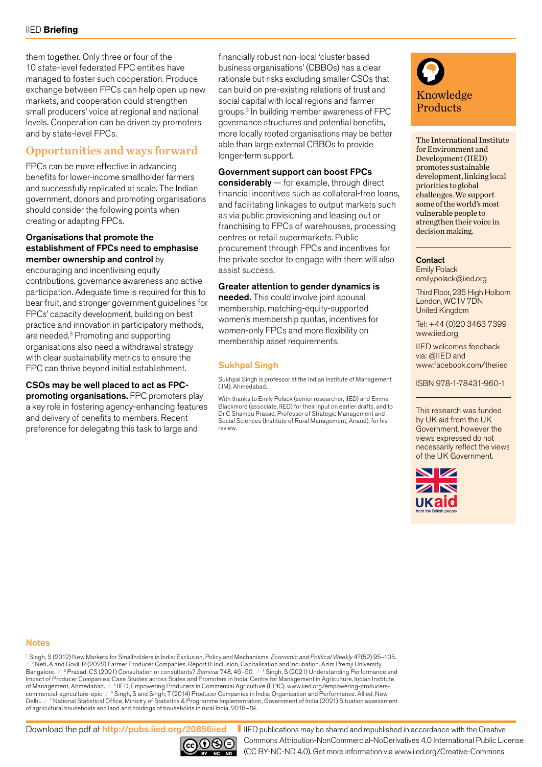them together. Only three or four of the 10 state-level federated FPC entities have managed to foster such cooperation. Produce exchange between FPCs can help open up new markets, and cooperation could strengthen small producers' voice at regional and national levels. Cooperation can be driven by promoters and by state-level FPCs.

## Opportunities and ways forward

FPCs can be more effective in advancing benefits for lower-income smallholder farmers and successfully replicated at scale. The Indian government, donors and promoting organisations should consider the following points when creating or adapting FPCs.

**Organisations that promote the establishment of FPCs need to emphasise member ownership and control** by encouraging and incentivising equity contributions, governance awareness and active participation. Adequate time is required for this to bear fruit, and stronger government guidelines for FPCs' capacity development, building on best practice and innovation in participatory methods, are needed.[3] Promoting and supporting organisations also need a withdrawal strategy with clear sustainability metrics to ensure the FPC can thrive beyond initial establishment.

**CSOs may be well placed to act as FPC-promoting organisations.** FPC promoters play a key role in fostering agency-enhancing features and delivery of benefits to members. Recent preference for delegating this task to large and financially robust non-local 'cluster based business organisations' (CBBOs) has a clear rationale but risks excluding smaller CSOs that can build on pre-existing relations of trust and social capital with local regions and farmer groups.[3] In building member awareness of FPC governance structures and potential benefits, more locally rooted organisations may be better able than large external CBBOs to provide longer-term support.

**Government support can boost FPCs considerably** — for example, through direct financial incentives such as collateral-free loans, and facilitating linkages to output markets such as via public provisioning and leasing out or franchising to FPCs of warehouses, processing centres or retail supermarkets. Public procurement through FPCs and incentives for the private sector to engage with them will also assist success.

**Greater attention to gender dynamics is needed.** This could involve joint spousal membership, matching-equity-supported women's membership quotas, incentives for women-only FPCs and more flexibility on membership asset requirements.

### Sukhpal Singh

Sukhpal Singh is professor at the Indian Institute of Management (IIM), Ahmedabad.

With thanks to Emily Polack (senior researcher, IIED) and Emma Blackmore (associate, IIED) for their input on earlier drafts, and to Dr C Shambu Prasad, Professor of Strategic Management and Social Sciences (Institute of Rural Management, Anand), for his review.

Knowledge Products

The International Institute for Environment and Development (IIED) promotes sustainable development, linking local priorities to global challenges. We support some of the world's most vulnerable people to strengthen their voice in decision making.

**Contact**
Emily Polack
emily.polack@iied.org

Third Floor, 235 High Holborn
London, WC1V 7DN
United Kingdom

Tel: +44 (0)20 3463 7399
www.iied.org

IIED welcomes feedback via: @IIED and www.facebook.com/theiied

ISBN 978-1-78431-960-1

This research was funded by UK aid from the UK Government, however the views expressed do not necessarily reflect the views of the UK Government.

UK aid from the British people

## Notes

[1] Singh, S (2012) New Markets for Smallholders in India: Exclusion, Policy and Mechanisms. *Economic and Political Weekly* 47(52) 95–105. / [2] Neti, A and Govil, R (2022) Farmer Producer Companies, Report II: Inclusion, Capitalisation and Incubation. Azim Premji University, Bangalore. / [3] Prasad, CS (2021) Consultation or consultants? *Seminar* 748, 46–50. / [4] Singh, S (2021) Understanding Performance and Impact of Producer Companies: Case Studies across States and Promoters in India. Centre for Management in Agriculture, Indian Institute of Management, Ahmedabad. / [5] IIED, Empowering Producers in Commercial Agriculture (EPIC). www.iied.org/empowering-producers-commercial-agriculture-epic / [6] Singh, S and Singh, T (2014) Producer Companies in India: Organisation and Performance. Allied, New Delhi. / [7] National Statistical Office, Ministry of Statistics & Programme Implementation, Government of India (2021) Situation assessment of agricultural households and land and holdings of households in rural India, 2018–19.

Download the pdf at http://pubs.iied.org/20856iied

IIED publications may be shared and republished in accordance with the Creative Commons Attribution-NonCommercial-NoDerivatives 4.0 International Public License (CC BY-NC-ND 4.0). Get more information via www.iied.org/Creative-Commons